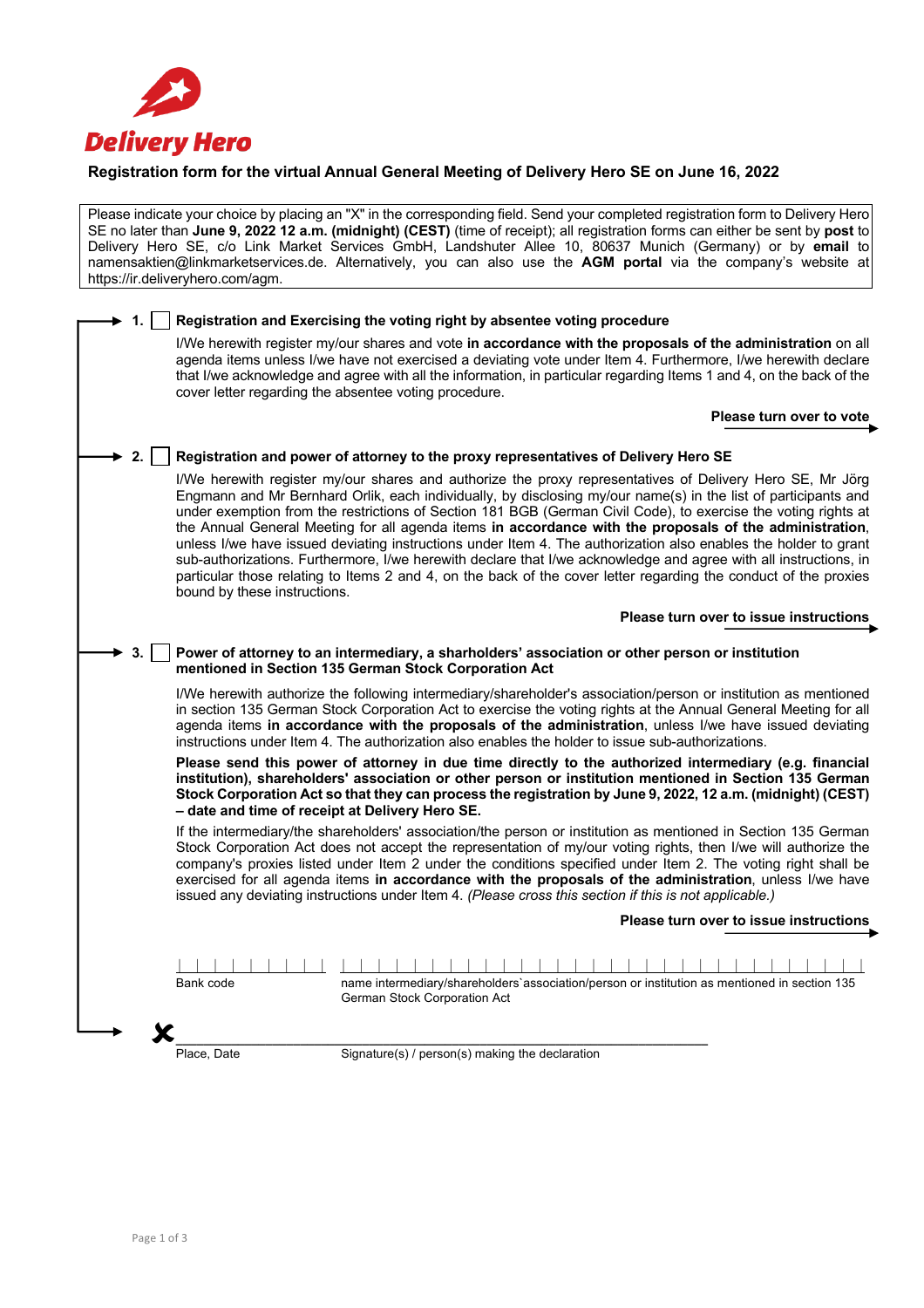Delivery Hero

## Registration form for the virtual Annual General Meeting of Delivery Hero SE on June 16, 2022

Please indicate your choice by placing an "X" in the corresponding field. Send your completed registration form to Delivery Hero SE no later than **June 9, 2022 12 a.m. (midnight) (CEST)** (time of receipt); all registration forms can either be sent by **post** to Delivery Hero SE, c/o Link Market Services GmbH, Landshuter Allee 10, 80637 Munich (Germany) or by **email** to namensaktien@linkmarketservices.de. Alternatively, you can also use the **AGM portal** via the company's website at https://ir.deliveryhero.com/agm.

**1. ☐ Registration and Exercising the voting right by absentee voting procedure**

I/We herewith register my/our shares and vote **in accordance with the proposals of the administration** on all agenda items unless I/we have not exercised a deviating vote under Item 4. Furthermore, I/we herewith declare that I/we acknowledge and agree with all the information, in particular regarding Items 1 and 4, on the back of the cover letter regarding the absentee voting procedure.

**Please turn over to vote**

**2. ☐ Registration and power of attorney to the proxy representatives of Delivery Hero SE**

I/We herewith register my/our shares and authorize the proxy representatives of Delivery Hero SE, Mr Jörg Engmann and Mr Bernhard Orlik, each individually, by disclosing my/our name(s) in the list of participants and under exemption from the restrictions of Section 181 BGB (German Civil Code), to exercise the voting rights at the Annual General Meeting for all agenda items **in accordance with the proposals of the administration**, unless I/we have issued deviating instructions under Item 4. The authorization also enables the holder to grant sub-authorizations. Furthermore, I/we herewith declare that I/we acknowledge and agree with all instructions, in particular those relating to Items 2 and 4, on the back of the cover letter regarding the conduct of the proxies bound by these instructions.

**Please turn over to issue instructions**

**3. ☐ Power of attorney to an intermediary, a sharholders' association or other person or institution mentioned in Section 135 German Stock Corporation Act**

I/We herewith authorize the following intermediary/shareholder's association/person or institution as mentioned in section 135 German Stock Corporation Act to exercise the voting rights at the Annual General Meeting for all agenda items **in accordance with the proposals of the administration**, unless I/we have issued deviating instructions under Item 4. The authorization also enables the holder to issue sub-authorizations.

**Please send this power of attorney in due time directly to the authorized intermediary (e.g. financial institution), shareholders' association or other person or institution mentioned in Section 135 German Stock Corporation Act so that they can process the registration by June 9, 2022, 12 a.m. (midnight) (CEST) – date and time of receipt at Delivery Hero SE.**

If the intermediary/the shareholders' association/the person or institution as mentioned in Section 135 German Stock Corporation Act does not accept the representation of my/our voting rights, then I/we will authorize the company's proxies listed under Item 2 under the conditions specified under Item 2. The voting right shall be exercised for all agenda items **in accordance with the proposals of the administration**, unless I/we have issued any deviating instructions under Item 4. *(Please cross this section if this is not applicable.)*

**Please turn over to issue instructions**

Bank code: |_|_|_|_|_|_|_|_|

name intermediary/shareholders`association/person or institution as mentioned in section 135 German Stock Corporation Act: |_|_|_|_|_|_|_|_|_|_|_|_|_|_|_|_|_|_|_|_|_|_|_|_|_|_|_|_|_|_|

✘ ______________________________________________

Place, Date — Signature(s) / person(s) making the declaration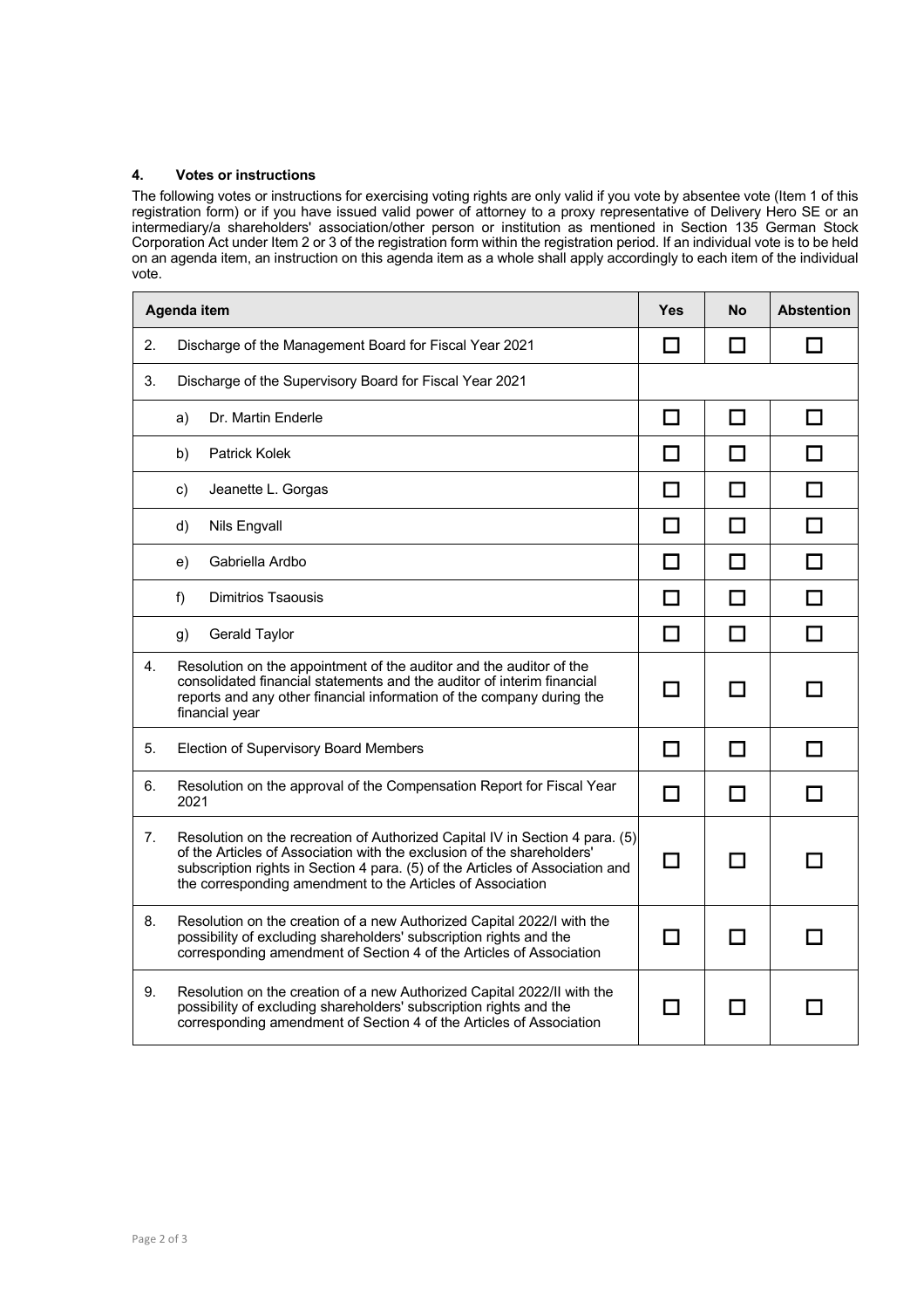## 4. Votes or instructions

The following votes or instructions for exercising voting rights are only valid if you vote by absentee vote (Item 1 of this registration form) or if you have issued valid power of attorney to a proxy representative of Delivery Hero SE or an intermediary/a shareholders' association/other person or institution as mentioned in Section 135 German Stock Corporation Act under Item 2 or 3 of the registration form within the registration period. If an individual vote is to be held on an agenda item, an instruction on this agenda item as a whole shall apply accordingly to each item of the individual vote.

| Agenda item | Yes | No | Abstention |
|---|---|---|---|
| 2. Discharge of the Management Board for Fiscal Year 2021 | ☐ | ☐ | ☐ |
| 3. Discharge of the Supervisory Board for Fiscal Year 2021 | | | |
| a) Dr. Martin Enderle | ☐ | ☐ | ☐ |
| b) Patrick Kolek | ☐ | ☐ | ☐ |
| c) Jeanette L. Gorgas | ☐ | ☐ | ☐ |
| d) Nils Engvall | ☐ | ☐ | ☐ |
| e) Gabriella Ardbo | ☐ | ☐ | ☐ |
| f) Dimitrios Tsaousis | ☐ | ☐ | ☐ |
| g) Gerald Taylor | ☐ | ☐ | ☐ |
| 4. Resolution on the appointment of the auditor and the auditor of the consolidated financial statements and the auditor of interim financial reports and any other financial information of the company during the financial year | ☐ | ☐ | ☐ |
| 5. Election of Supervisory Board Members | ☐ | ☐ | ☐ |
| 6. Resolution on the approval of the Compensation Report for Fiscal Year 2021 | ☐ | ☐ | ☐ |
| 7. Resolution on the recreation of Authorized Capital IV in Section 4 para. (5) of the Articles of Association with the exclusion of the shareholders' subscription rights in Section 4 para. (5) of the Articles of Association and the corresponding amendment to the Articles of Association | ☐ | ☐ | ☐ |
| 8. Resolution on the creation of a new Authorized Capital 2022/I with the possibility of excluding shareholders' subscription rights and the corresponding amendment of Section 4 of the Articles of Association | ☐ | ☐ | ☐ |
| 9. Resolution on the creation of a new Authorized Capital 2022/II with the possibility of excluding shareholders' subscription rights and the corresponding amendment of Section 4 of the Articles of Association | ☐ | ☐ | ☐ |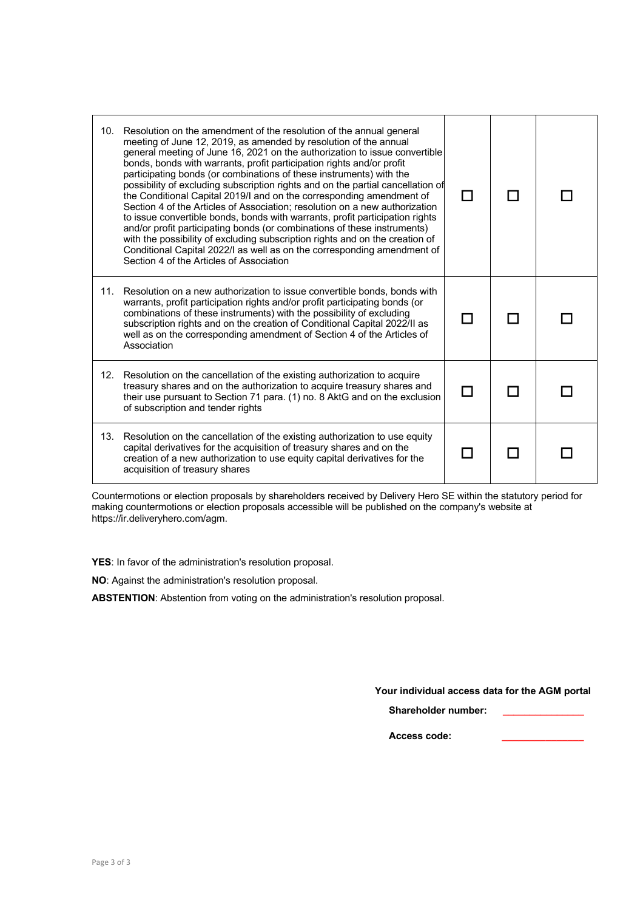| | | | |
|---|---|---|---|
| 10. Resolution on the amendment of the resolution of the annual general meeting of June 12, 2019, as amended by resolution of the annual general meeting of June 16, 2021 on the authorization to issue convertible bonds, bonds with warrants, profit participation rights and/or profit participating bonds (or combinations of these instruments) with the possibility of excluding subscription rights and on the partial cancellation of the Conditional Capital 2019/I and on the corresponding amendment of Section 4 of the Articles of Association; resolution on a new authorization to issue convertible bonds, bonds with warrants, profit participation rights and/or profit participating bonds (or combinations of these instruments) with the possibility of excluding subscription rights and on the creation of Conditional Capital 2022/I as well as on the corresponding amendment of Section 4 of the Articles of Association | ☐ | ☐ | ☐ |
| 11. Resolution on a new authorization to issue convertible bonds, bonds with warrants, profit participation rights and/or profit participating bonds (or combinations of these instruments) with the possibility of excluding subscription rights and on the creation of Conditional Capital 2022/II as well as on the corresponding amendment of Section 4 of the Articles of Association | ☐ | ☐ | ☐ |
| 12. Resolution on the cancellation of the existing authorization to acquire treasury shares and on the authorization to acquire treasury shares and their use pursuant to Section 71 para. (1) no. 8 AktG and on the exclusion of subscription and tender rights | ☐ | ☐ | ☐ |
| 13. Resolution on the cancellation of the existing authorization to use equity capital derivatives for the acquisition of treasury shares and on the creation of a new authorization to use equity capital derivatives for the acquisition of treasury shares | ☐ | ☐ | ☐ |

Countermotions or election proposals by shareholders received by Delivery Hero SE within the statutory period for making countermotions or election proposals accessible will be published on the company's website at https://ir.deliveryhero.com/agm.

**YES**: In favor of the administration's resolution proposal.

**NO**: Against the administration's resolution proposal.

**ABSTENTION**: Abstention from voting on the administration's resolution proposal.

**Your individual access data for the AGM portal**

**Shareholder number:** ______________

**Access code:** ______________